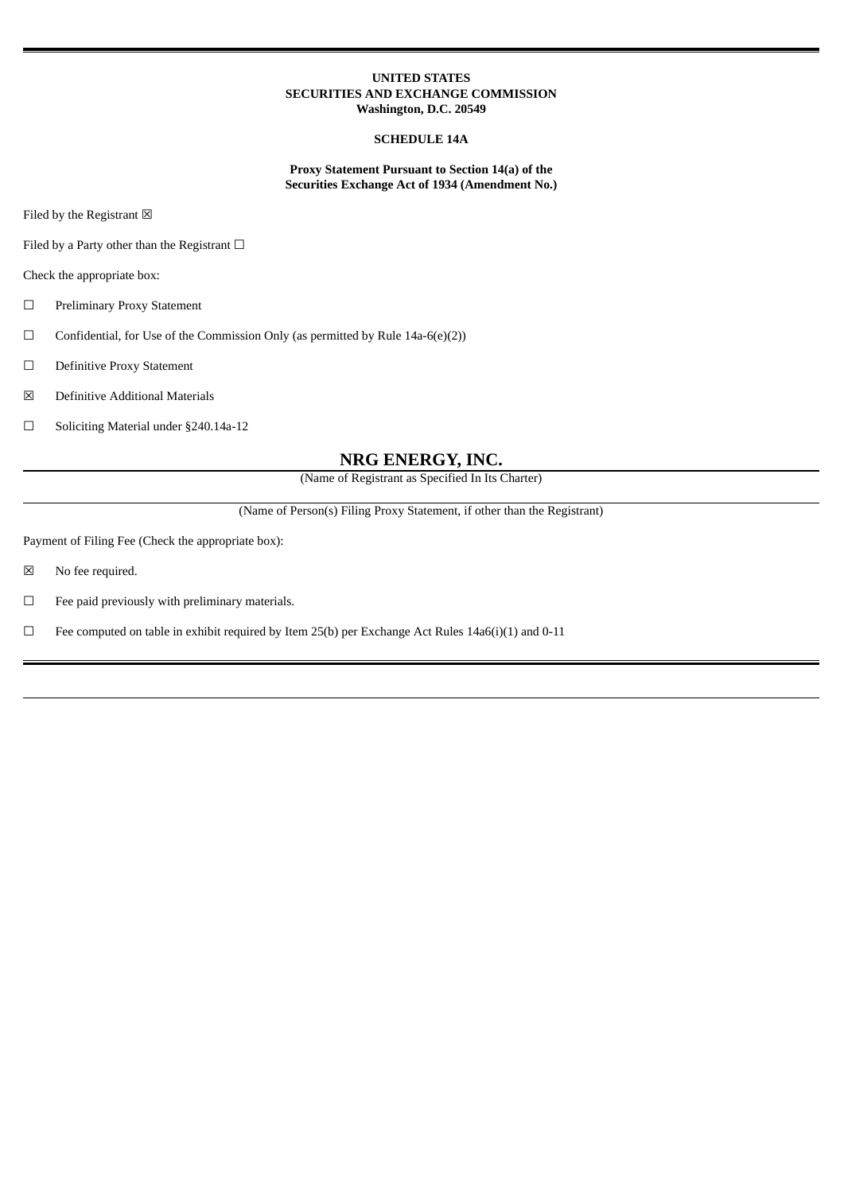**UNITED STATES**
**SECURITIES AND EXCHANGE COMMISSION**
**Washington, D.C. 20549**

**SCHEDULE 14A**

**Proxy Statement Pursuant to Section 14(a) of the**
**Securities Exchange Act of 1934 (Amendment No.)**

Filed by the Registrant ☒

Filed by a Party other than the Registrant ☐

Check the appropriate box:

☐ Preliminary Proxy Statement

☐ Confidential, for Use of the Commission Only (as permitted by Rule 14a-6(e)(2))

☐ Definitive Proxy Statement

☒ Definitive Additional Materials

☐ Soliciting Material under §240.14a-12

# NRG ENERGY, INC.

(Name of Registrant as Specified In Its Charter)

(Name of Person(s) Filing Proxy Statement, if other than the Registrant)

Payment of Filing Fee (Check the appropriate box):

☒ No fee required.

☐ Fee paid previously with preliminary materials.

☐ Fee computed on table in exhibit required by Item 25(b) per Exchange Act Rules 14a6(i)(1) and 0-11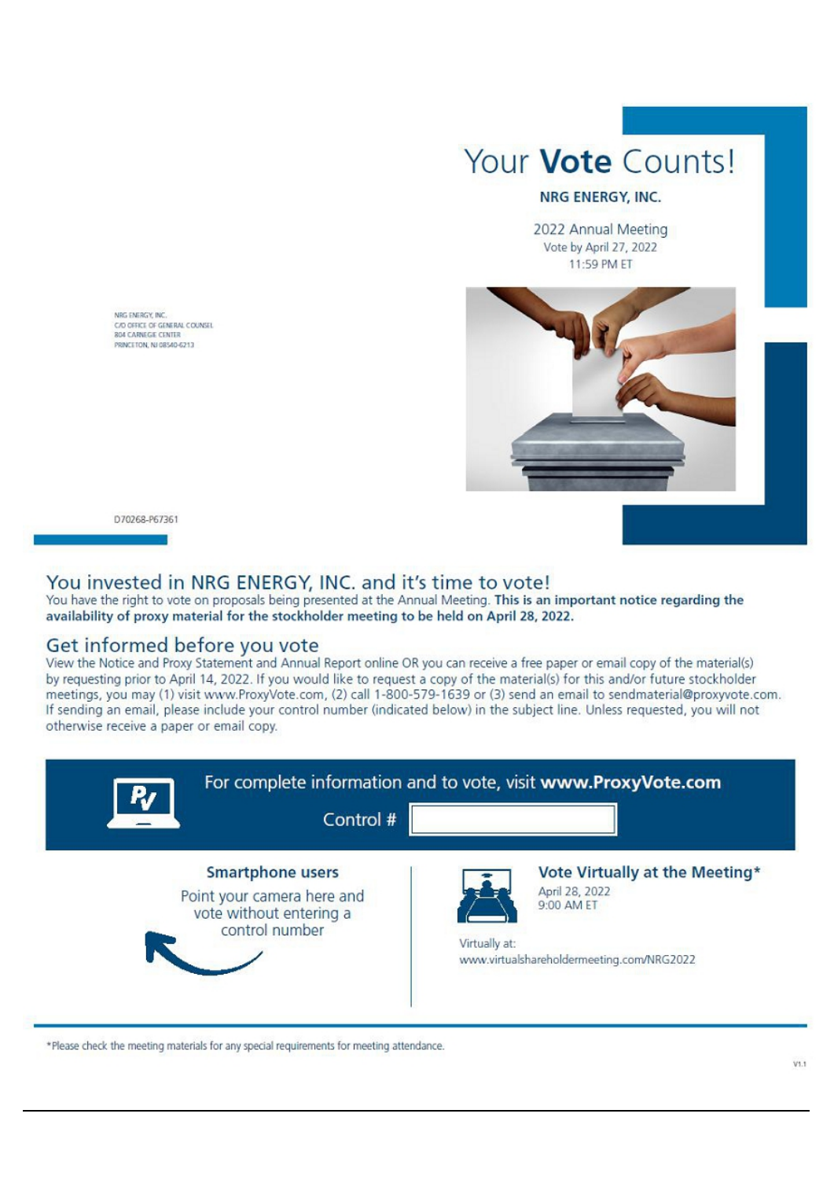# Your **Vote** Counts!

**NRG ENERGY, INC.**

2022 Annual Meeting
Vote by April 27, 2022
11:59 PM ET

NRG ENERGY, INC.
C/O OFFICE OF GENERAL COUNSEL
804 CARNEGIE CENTER
PRINCETON, NJ 08540-6213

D70268-P67361

## You invested in NRG ENERGY, INC. and it's time to vote!

You have the right to vote on proposals being presented at the Annual Meeting. **This is an important notice regarding the availability of proxy material for the stockholder meeting to be held on April 28, 2022.**

## Get informed before you vote

View the Notice and Proxy Statement and Annual Report online OR you can receive a free paper or email copy of the material(s) by requesting prior to April 14, 2022. If you would like to request a copy of the material(s) for this and/or future stockholder meetings, you may (1) visit www.ProxyVote.com, (2) call 1-800-579-1639 or (3) send an email to sendmaterial@proxyvote.com. If sending an email, please include your control number (indicated below) in the subject line. Unless requested, you will not otherwise receive a paper or email copy.

For complete information and to vote, visit **www.ProxyVote.com**

Control #

**Smartphone users**

Point your camera here and vote without entering a control number

**Vote Virtually at the Meeting***

April 28, 2022
9:00 AM ET

Virtually at:
www.virtualshareholdermeeting.com/NRG2022

*Please check the meeting materials for any special requirements for meeting attendance.

V1.1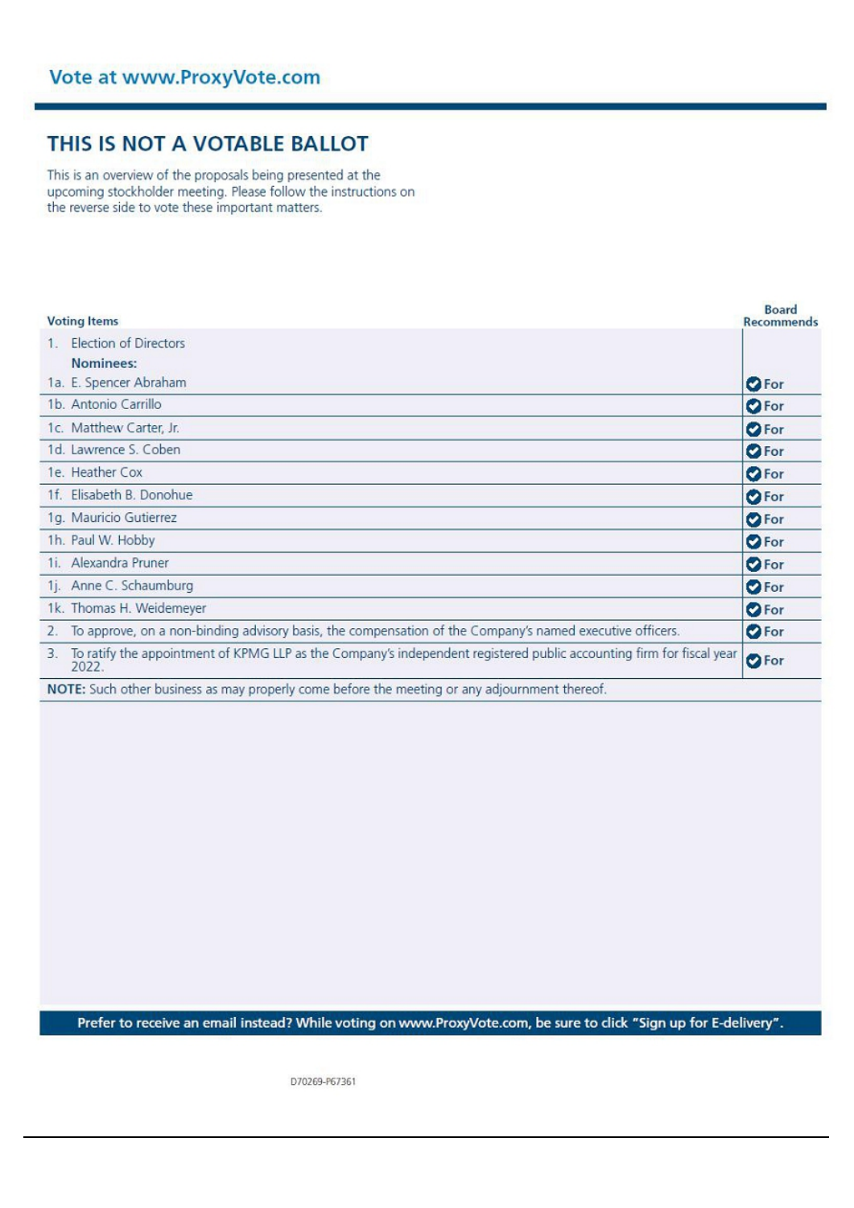Vote at www.ProxyVote.com

# THIS IS NOT A VOTABLE BALLOT

This is an overview of the proposals being presented at the upcoming stockholder meeting. Please follow the instructions on the reverse side to vote these important matters.

| Voting Items | Board Recommends |
|---|---|
| 1. Election of Directors | |
| **Nominees:** | |
| 1a. E. Spencer Abraham | For |
| 1b. Antonio Carrillo | For |
| 1c. Matthew Carter, Jr. | For |
| 1d. Lawrence S. Coben | For |
| 1e. Heather Cox | For |
| 1f. Elisabeth B. Donohue | For |
| 1g. Mauricio Gutierrez | For |
| 1h. Paul W. Hobby | For |
| 1i. Alexandra Pruner | For |
| 1j. Anne C. Schaumburg | For |
| 1k. Thomas H. Weidemeyer | For |
| 2. To approve, on a non-binding advisory basis, the compensation of the Company's named executive officers. | For |
| 3. To ratify the appointment of KPMG LLP as the Company's independent registered public accounting firm for fiscal year 2022. | For |

**NOTE:** Such other business as may properly come before the meeting or any adjournment thereof.

**Prefer to receive an email instead? While voting on www.ProxyVote.com, be sure to click "Sign up for E-delivery".**

D70269-P67361